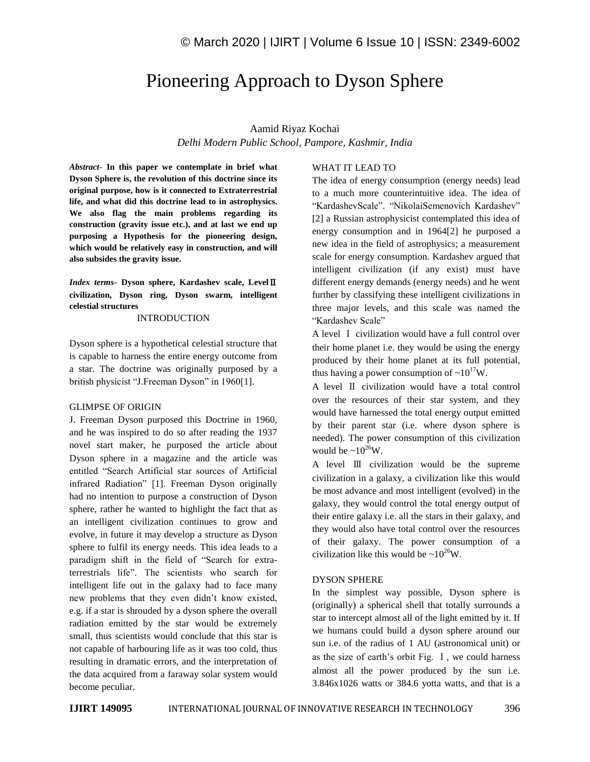# Pioneering Approach to Dyson Sphere

Aamid Riyaz Kochai

*Delhi Modern Public School, Pampore, Kashmir, India*

***Abstract*- In this paper we contemplate in brief what Dyson Sphere is, the revolution of this doctrine since its original purpose, how is it connected to Extraterrestrial life, and what did this doctrine lead to in astrophysics. We also flag the main problems regarding its construction (gravity issue etc.), and at last we end up purposing a Hypothesis for the pioneering design, which would be relatively easy in construction, and will also subsides the gravity issue.**

***Index terms*- Dyson sphere, Kardashev scale, Level Ⅱ civilization, Dyson ring, Dyson swarm, intelligent celestial structures**

## INTRODUCTION

Dyson sphere is a hypothetical celestial structure that is capable to harness the entire energy outcome from a star. The doctrine was originally purposed by a british physicist "J.Freeman Dyson" in 1960[1].

## GLIMPSE OF ORIGIN

J. Freeman Dyson purposed this Doctrine in 1960, and he was inspired to do so after reading the 1937 novel start maker, he purposed the article about Dyson sphere in a magazine and the article was entitled "Search Artificial star sources of Artificial infrared Radiation" [1]. Freeman Dyson originally had no intention to purpose a construction of Dyson sphere, rather he wanted to highlight the fact that as an intelligent civilization continues to grow and evolve, in future it may develop a structure as Dyson sphere to fulfil its energy needs. This idea leads to a paradigm shift in the field of "Search for extra-terrestrials life". The scientists who search for intelligent life out in the galaxy had to face many new problems that they even didn't know existed, e.g. if a star is shrouded by a dyson sphere the overall radiation emitted by the star would be extremely small, thus scientists would conclude that this star is not capable of harbouring life as it was too cold, thus resulting in dramatic errors, and the interpretation of the data acquired from a faraway solar system would become peculiar.

## WHAT IT LEAD TO

The idea of energy consumption (energy needs) lead to a much more counterintuitive idea. The idea of "KardashevScale". "NikolaiSemenovich Kardashev" [2] a Russian astrophysicist contemplated this idea of energy consumption and in 1964[2] he purposed a new idea in the field of astrophysics; a measurement scale for energy consumption. Kardashev argued that intelligent civilization (if any exist) must have different energy demands (energy needs) and he went further by classifying these intelligent civilizations in three major levels, and this scale was named the "Kardashev Scale"

A level Ⅰ civilization would have a full control over their home planet i.e. they would be using the energy produced by their home planet at its full potential, thus having a power consumption of $\sim 10^{17}$W.

A level Ⅱ civilization would have a total control over the resources of their star system, and they would have harnessed the total energy output emitted by their parent star (i.e. where dyson sphere is needed). The power consumption of this civilization would be $\sim 10^{26}$W.

A level Ⅲ civilization would be the supreme civilization in a galaxy, a civilization like this would be most advance and most intelligent (evolved) in the galaxy, they would control the total energy output of their entire galaxy i.e. all the stars in their galaxy, and they would also have total control over the resources of their galaxy. The power consumption of a civilization like this would be $\sim 10^{26}$W.

## DYSON SPHERE

In the simplest way possible, Dyson sphere is (originally) a spherical shell that totally surrounds a star to intercept almost all of the light emitted by it. If we humans could build a dyson sphere around our sun i.e. of the radius of 1 AU (astronomical unit) or as the size of earth's orbit Fig. Ⅰ, we could harness almost all the power produced by the sun i.e. 3.846x1026 watts or 384.6 yotta watts, and that is a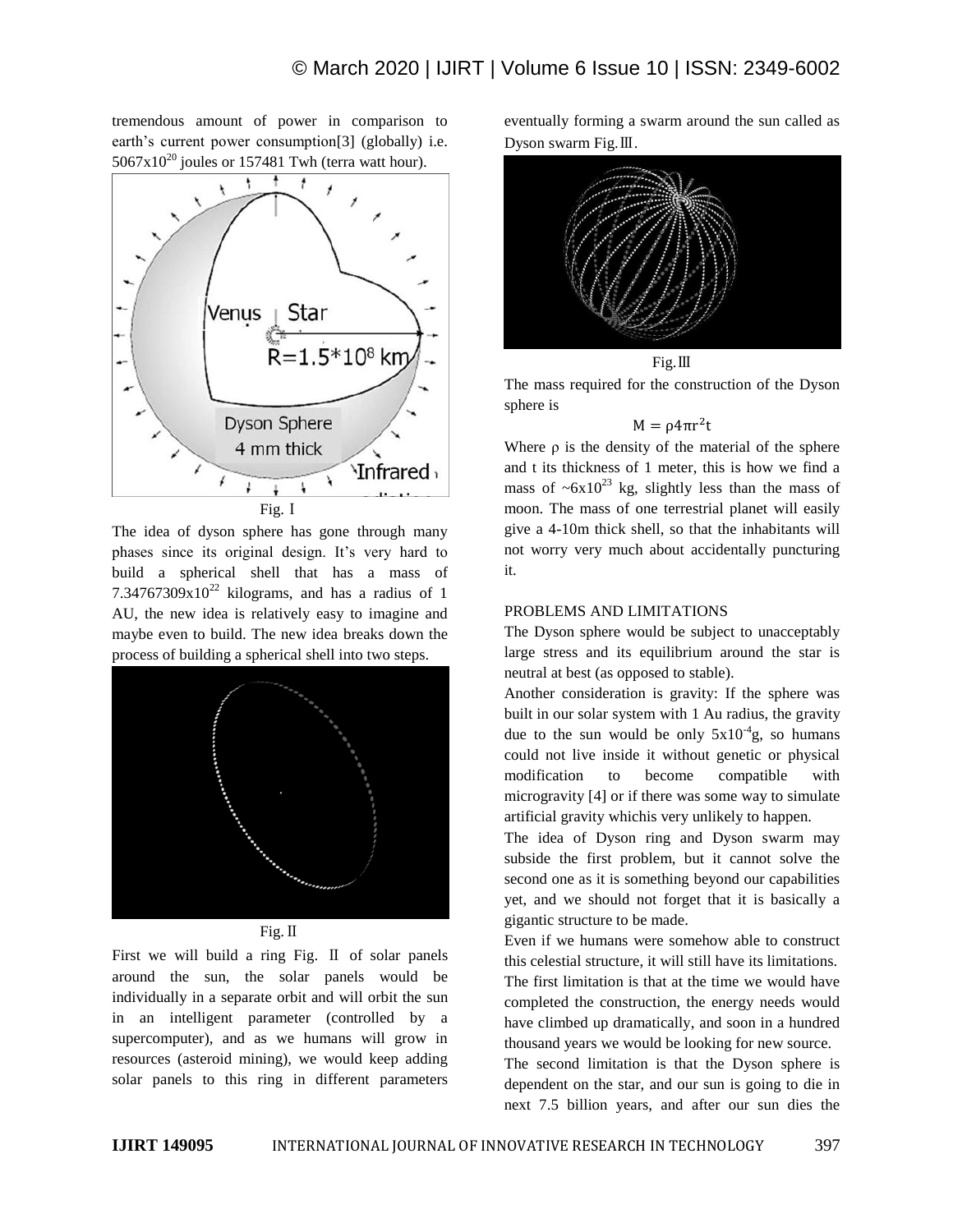tremendous amount of power in comparison to earth's current power consumption[3] (globally) i.e. $5067 \times 10^{20}$ joules or 157481 Twh (terra watt hour).

Fig. I

The idea of dyson sphere has gone through many phases since its original design. It's very hard to build a spherical shell that has a mass of $7.34767309 \times 10^{22}$ kilograms, and has a radius of 1 AU, the new idea is relatively easy to imagine and maybe even to build. The new idea breaks down the process of building a spherical shell into two steps.

Fig. II

First we will build a ring Fig. II of solar panels around the sun, the solar panels would be individually in a separate orbit and will orbit the sun in an intelligent parameter (controlled by a supercomputer), and as we humans will grow in resources (asteroid mining), we would keep adding solar panels to this ring in different parameters eventually forming a swarm around the sun called as Dyson swarm Fig. III.

Fig. III

The mass required for the construction of the Dyson sphere is

$$M = \rho 4 \pi r^2 t$$

Where $\rho$ is the density of the material of the sphere and t its thickness of 1 meter, this is how we find a mass of $\sim 6 \times 10^{23}$ kg, slightly less than the mass of moon. The mass of one terrestrial planet will easily give a 4-10m thick shell, so that the inhabitants will not worry very much about accidentally puncturing it.

## PROBLEMS AND LIMITATIONS

The Dyson sphere would be subject to unacceptably large stress and its equilibrium around the star is neutral at best (as opposed to stable).

Another consideration is gravity: If the sphere was built in our solar system with 1 Au radius, the gravity due to the sun would be only $5 \times 10^{-4}$g, so humans could not live inside it without genetic or physical modification to become compatible with microgravity [4] or if there was some way to simulate artificial gravity whichis very unlikely to happen.

The idea of Dyson ring and Dyson swarm may subside the first problem, but it cannot solve the second one as it is something beyond our capabilities yet, and we should not forget that it is basically a gigantic structure to be made.

Even if we humans were somehow able to construct this celestial structure, it will still have its limitations. The first limitation is that at the time we would have completed the construction, the energy needs would have climbed up dramatically, and soon in a hundred thousand years we would be looking for new source.

The second limitation is that the Dyson sphere is dependent on the star, and our sun is going to die in next 7.5 billion years, and after our sun dies the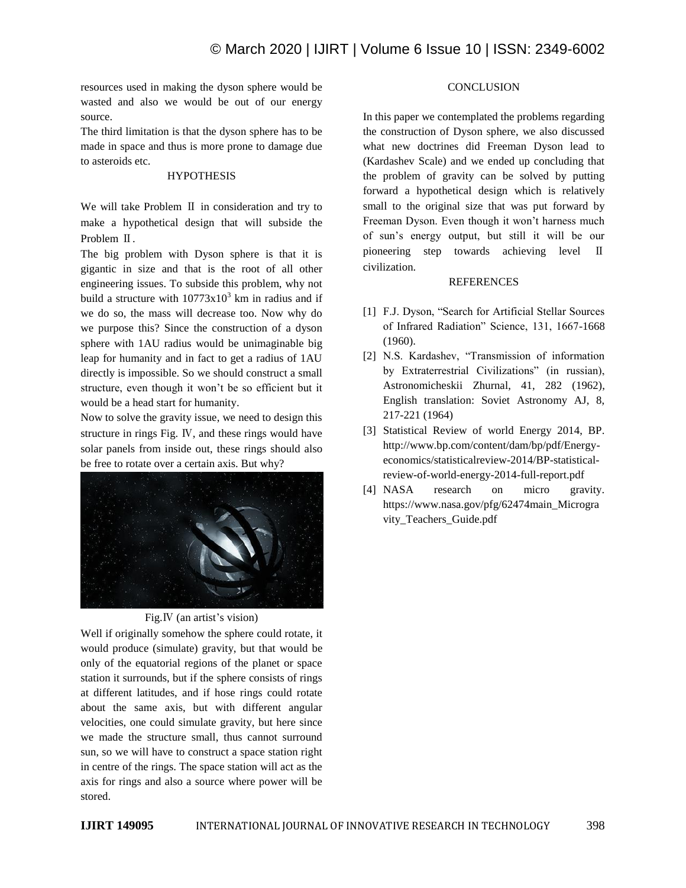resources used in making the dyson sphere would be wasted and also we would be out of our energy source.

The third limitation is that the dyson sphere has to be made in space and thus is more prone to damage due to asteroids etc.

## HYPOTHESIS

We will take Problem Ⅱ in consideration and try to make a hypothetical design that will subside the Problem Ⅱ.

The big problem with Dyson sphere is that it is gigantic in size and that is the root of all other engineering issues. To subside this problem, why not build a structure with $10773 \times 10^3$ km in radius and if we do so, the mass will decrease too. Now why do we purpose this? Since the construction of a dyson sphere with 1AU radius would be unimaginable big leap for humanity and in fact to get a radius of 1AU directly is impossible. So we should construct a small structure, even though it won't be so efficient but it would be a head start for humanity.

Now to solve the gravity issue, we need to design this structure in rings Fig. Ⅳ, and these rings would have solar panels from inside out, these rings should also be free to rotate over a certain axis. But why?

Fig.Ⅳ (an artist's vision)

Well if originally somehow the sphere could rotate, it would produce (simulate) gravity, but that would be only of the equatorial regions of the planet or space station it surrounds, but if the sphere consists of rings at different latitudes, and if hose rings could rotate about the same axis, but with different angular velocities, one could simulate gravity, but here since we made the structure small, thus cannot surround sun, so we will have to construct a space station right in centre of the rings. The space station will act as the axis for rings and also a source where power will be stored.

## CONCLUSION

In this paper we contemplated the problems regarding the construction of Dyson sphere, we also discussed what new doctrines did Freeman Dyson lead to (Kardashev Scale) and we ended up concluding that the problem of gravity can be solved by putting forward a hypothetical design which is relatively small to the original size that was put forward by Freeman Dyson. Even though it won't harness much of sun's energy output, but still it will be our pioneering step towards achieving level Ⅱ civilization.

## REFERENCES

[1] F.J. Dyson, "Search for Artificial Stellar Sources of Infrared Radiation" Science, 131, 1667-1668 (1960).

[2] N.S. Kardashev, "Transmission of information by Extraterrestrial Civilizations" (in russian), Astronomicheskii Zhurnal, 41, 282 (1962), English translation: Soviet Astronomy AJ, 8, 217-221 (1964)

[3] Statistical Review of world Energy 2014, BP. http://www.bp.com/content/dam/bp/pdf/Energy-economics/statisticalreview-2014/BP-statistical-review-of-world-energy-2014-full-report.pdf

[4] NASA research on micro gravity. https://www.nasa.gov/pfg/62474main_Microgravity_Teachers_Guide.pdf